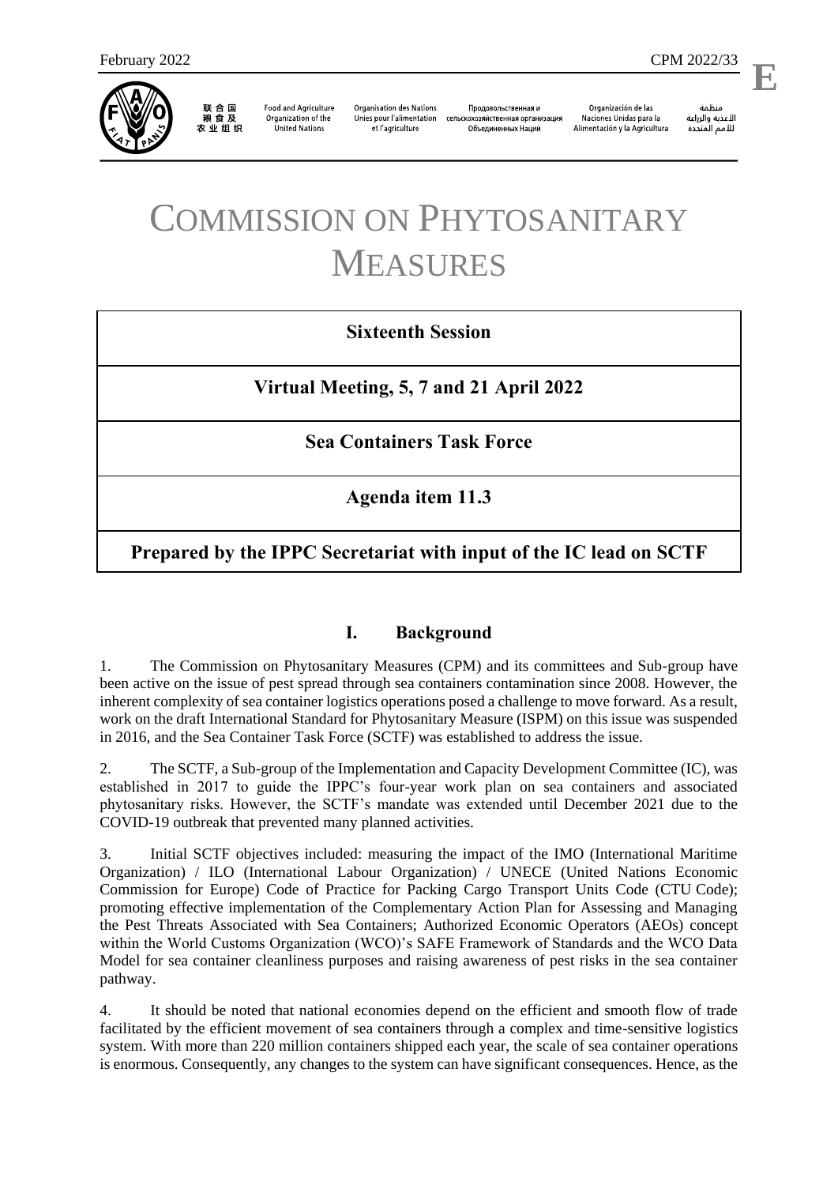# COMMISSION ON PHYTOSANITARY MEASURES

**Sixteenth Session**

**Virtual Meeting, 5, 7 and 21 April 2022**

**Sea Containers Task Force**

**Agenda item 11.3**

**Prepared by the IPPC Secretariat with input of the IC lead on SCTF**

## I. Background

1. The Commission on Phytosanitary Measures (CPM) and its committees and Sub-group have been active on the issue of pest spread through sea containers contamination since 2008. However, the inherent complexity of sea container logistics operations posed a challenge to move forward. As a result, work on the draft International Standard for Phytosanitary Measure (ISPM) on this issue was suspended in 2016, and the Sea Container Task Force (SCTF) was established to address the issue.

2. The SCTF, a Sub-group of the Implementation and Capacity Development Committee (IC), was established in 2017 to guide the IPPC's four-year work plan on sea containers and associated phytosanitary risks. However, the SCTF's mandate was extended until December 2021 due to the COVID-19 outbreak that prevented many planned activities.

3. Initial SCTF objectives included: measuring the impact of the IMO (International Maritime Organization) / ILO (International Labour Organization) / UNECE (United Nations Economic Commission for Europe) Code of Practice for Packing Cargo Transport Units Code (CTU Code); promoting effective implementation of the Complementary Action Plan for Assessing and Managing the Pest Threats Associated with Sea Containers; Authorized Economic Operators (AEOs) concept within the World Customs Organization (WCO)'s SAFE Framework of Standards and the WCO Data Model for sea container cleanliness purposes and raising awareness of pest risks in the sea container pathway.

4. It should be noted that national economies depend on the efficient and smooth flow of trade facilitated by the efficient movement of sea containers through a complex and time-sensitive logistics system. With more than 220 million containers shipped each year, the scale of sea container operations is enormous. Consequently, any changes to the system can have significant consequences. Hence, as the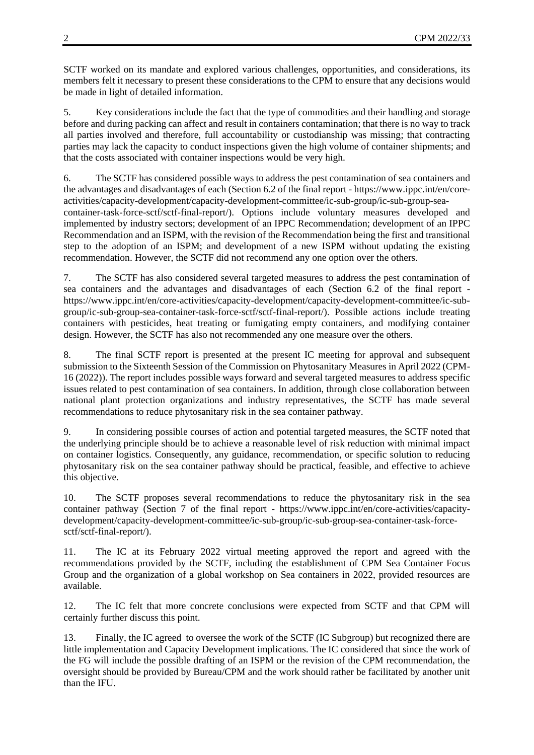SCTF worked on its mandate and explored various challenges, opportunities, and considerations, its members felt it necessary to present these considerations to the CPM to ensure that any decisions would be made in light of detailed information.

5. Key considerations include the fact that the type of commodities and their handling and storage before and during packing can affect and result in containers contamination; that there is no way to track all parties involved and therefore, full accountability or custodianship was missing; that contracting parties may lack the capacity to conduct inspections given the high volume of container shipments; and that the costs associated with container inspections would be very high.

6. The SCTF has considered possible ways to address the pest contamination of sea containers and the advantages and disadvantages of each (Section 6.2 of the final report - https://www.ippc.int/en/core-activities/capacity-development/capacity-development-committee/ic-sub-group/ic-sub-group-sea-container-task-force-sctf/sctf-final-report/). Options include voluntary measures developed and implemented by industry sectors; development of an IPPC Recommendation; development of an IPPC Recommendation and an ISPM, with the revision of the Recommendation being the first and transitional step to the adoption of an ISPM; and development of a new ISPM without updating the existing recommendation. However, the SCTF did not recommend any one option over the others.

7. The SCTF has also considered several targeted measures to address the pest contamination of sea containers and the advantages and disadvantages of each (Section 6.2 of the final report - https://www.ippc.int/en/core-activities/capacity-development/capacity-development-committee/ic-sub-group/ic-sub-group-sea-container-task-force-sctf/sctf-final-report/). Possible actions include treating containers with pesticides, heat treating or fumigating empty containers, and modifying container design. However, the SCTF has also not recommended any one measure over the others.

8. The final SCTF report is presented at the present IC meeting for approval and subsequent submission to the Sixteenth Session of the Commission on Phytosanitary Measures in April 2022 (CPM-16 (2022)). The report includes possible ways forward and several targeted measures to address specific issues related to pest contamination of sea containers. In addition, through close collaboration between national plant protection organizations and industry representatives, the SCTF has made several recommendations to reduce phytosanitary risk in the sea container pathway.

9. In considering possible courses of action and potential targeted measures, the SCTF noted that the underlying principle should be to achieve a reasonable level of risk reduction with minimal impact on container logistics. Consequently, any guidance, recommendation, or specific solution to reducing phytosanitary risk on the sea container pathway should be practical, feasible, and effective to achieve this objective.

10. The SCTF proposes several recommendations to reduce the phytosanitary risk in the sea container pathway (Section 7 of the final report - https://www.ippc.int/en/core-activities/capacity-development/capacity-development-committee/ic-sub-group/ic-sub-group-sea-container-task-force-sctf/sctf-final-report/).

11. The IC at its February 2022 virtual meeting approved the report and agreed with the recommendations provided by the SCTF, including the establishment of CPM Sea Container Focus Group and the organization of a global workshop on Sea containers in 2022, provided resources are available.

12. The IC felt that more concrete conclusions were expected from SCTF and that CPM will certainly further discuss this point.

13. Finally, the IC agreed to oversee the work of the SCTF (IC Subgroup) but recognized there are little implementation and Capacity Development implications. The IC considered that since the work of the FG will include the possible drafting of an ISPM or the revision of the CPM recommendation, the oversight should be provided by Bureau/CPM and the work should rather be facilitated by another unit than the IFU.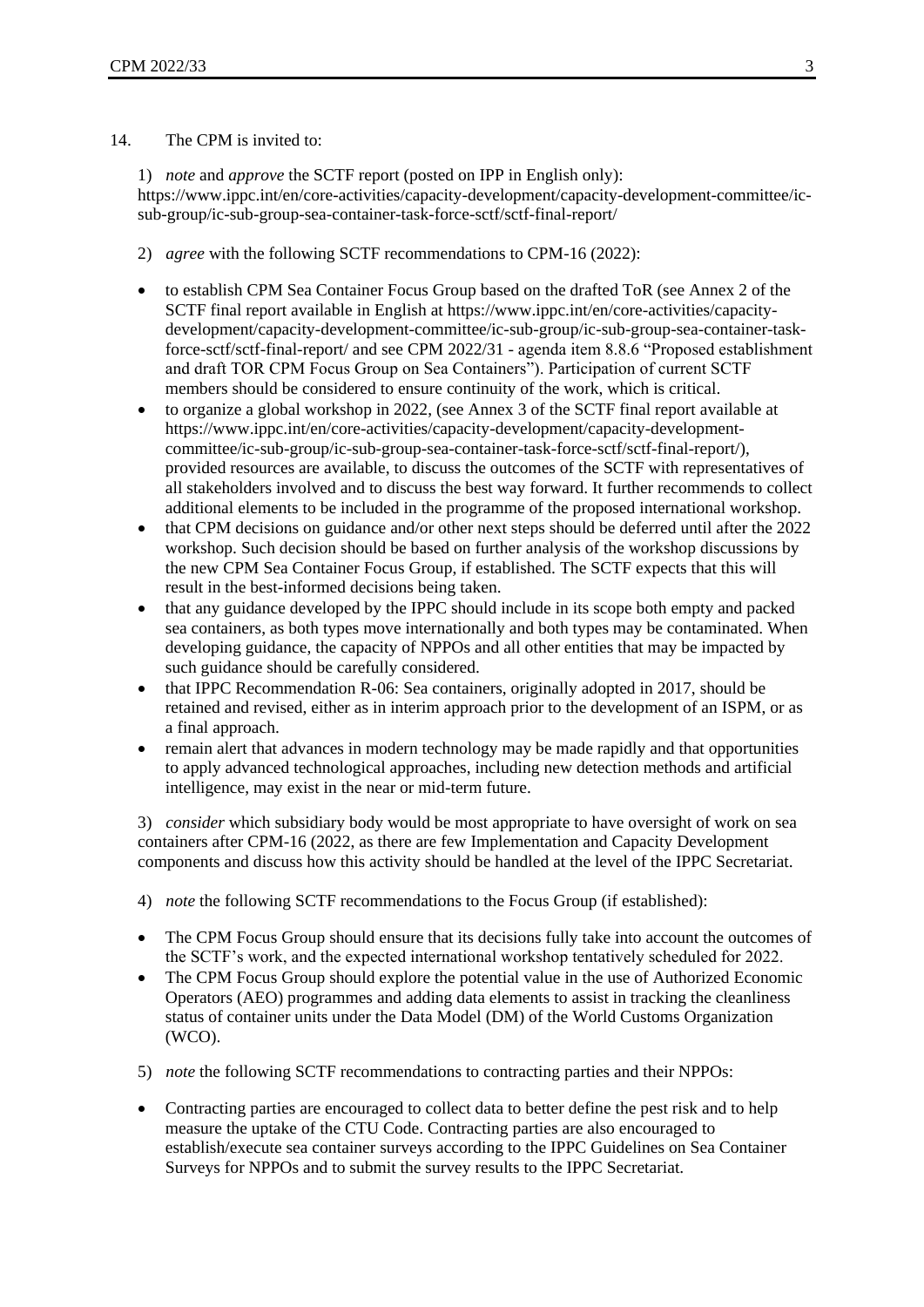14. The CPM is invited to:

1) *note* and *approve* the SCTF report (posted on IPP in English only): https://www.ippc.int/en/core-activities/capacity-development/capacity-development-committee/ic-sub-group/ic-sub-group-sea-container-task-force-sctf/sctf-final-report/

2) *agree* with the following SCTF recommendations to CPM-16 (2022):

- to establish CPM Sea Container Focus Group based on the drafted ToR (see Annex 2 of the SCTF final report available in English at https://www.ippc.int/en/core-activities/capacity-development/capacity-development-committee/ic-sub-group/ic-sub-group-sea-container-task-force-sctf/sctf-final-report/ and see CPM 2022/31 - agenda item 8.8.6 "Proposed establishment and draft TOR CPM Focus Group on Sea Containers"). Participation of current SCTF members should be considered to ensure continuity of the work, which is critical.
- to organize a global workshop in 2022, (see Annex 3 of the SCTF final report available at https://www.ippc.int/en/core-activities/capacity-development/capacity-development-committee/ic-sub-group/ic-sub-group-sea-container-task-force-sctf/sctf-final-report/), provided resources are available, to discuss the outcomes of the SCTF with representatives of all stakeholders involved and to discuss the best way forward. It further recommends to collect additional elements to be included in the programme of the proposed international workshop.
- that CPM decisions on guidance and/or other next steps should be deferred until after the 2022 workshop. Such decision should be based on further analysis of the workshop discussions by the new CPM Sea Container Focus Group, if established. The SCTF expects that this will result in the best-informed decisions being taken.
- that any guidance developed by the IPPC should include in its scope both empty and packed sea containers, as both types move internationally and both types may be contaminated. When developing guidance, the capacity of NPPOs and all other entities that may be impacted by such guidance should be carefully considered.
- that IPPC Recommendation R-06: Sea containers, originally adopted in 2017, should be retained and revised, either as in interim approach prior to the development of an ISPM, or as a final approach.
- remain alert that advances in modern technology may be made rapidly and that opportunities to apply advanced technological approaches, including new detection methods and artificial intelligence, may exist in the near or mid-term future.

3) *consider* which subsidiary body would be most appropriate to have oversight of work on sea containers after CPM-16 (2022, as there are few Implementation and Capacity Development components and discuss how this activity should be handled at the level of the IPPC Secretariat.

4) *note* the following SCTF recommendations to the Focus Group (if established):

- The CPM Focus Group should ensure that its decisions fully take into account the outcomes of the SCTF's work, and the expected international workshop tentatively scheduled for 2022.
- The CPM Focus Group should explore the potential value in the use of Authorized Economic Operators (AEO) programmes and adding data elements to assist in tracking the cleanliness status of container units under the Data Model (DM) of the World Customs Organization (WCO).

5) *note* the following SCTF recommendations to contracting parties and their NPPOs:

- Contracting parties are encouraged to collect data to better define the pest risk and to help measure the uptake of the CTU Code. Contracting parties are also encouraged to establish/execute sea container surveys according to the IPPC Guidelines on Sea Container Surveys for NPPOs and to submit the survey results to the IPPC Secretariat.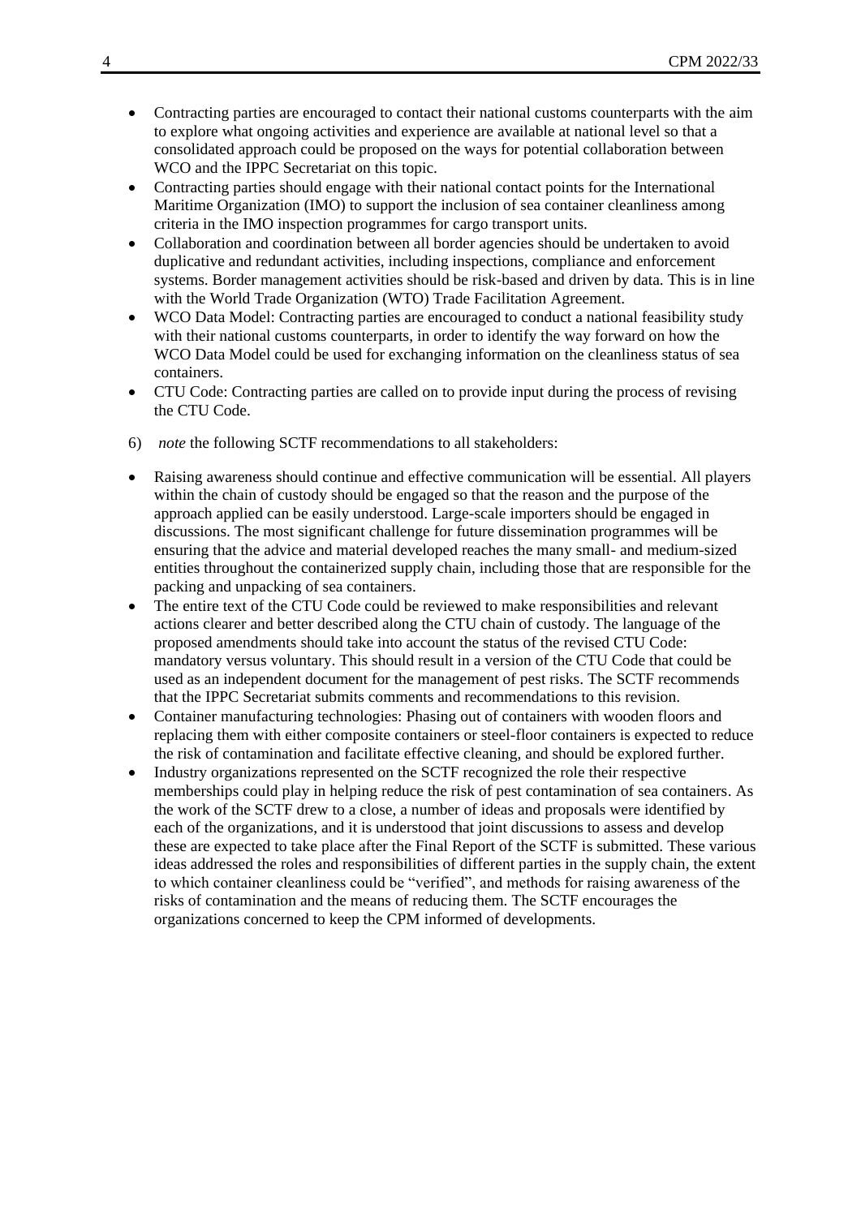- Contracting parties are encouraged to contact their national customs counterparts with the aim to explore what ongoing activities and experience are available at national level so that a consolidated approach could be proposed on the ways for potential collaboration between WCO and the IPPC Secretariat on this topic.
- Contracting parties should engage with their national contact points for the International Maritime Organization (IMO) to support the inclusion of sea container cleanliness among criteria in the IMO inspection programmes for cargo transport units.
- Collaboration and coordination between all border agencies should be undertaken to avoid duplicative and redundant activities, including inspections, compliance and enforcement systems. Border management activities should be risk-based and driven by data. This is in line with the World Trade Organization (WTO) Trade Facilitation Agreement.
- WCO Data Model: Contracting parties are encouraged to conduct a national feasibility study with their national customs counterparts, in order to identify the way forward on how the WCO Data Model could be used for exchanging information on the cleanliness status of sea containers.
- CTU Code: Contracting parties are called on to provide input during the process of revising the CTU Code.

6) *note* the following SCTF recommendations to all stakeholders:

- Raising awareness should continue and effective communication will be essential. All players within the chain of custody should be engaged so that the reason and the purpose of the approach applied can be easily understood. Large-scale importers should be engaged in discussions. The most significant challenge for future dissemination programmes will be ensuring that the advice and material developed reaches the many small- and medium-sized entities throughout the containerized supply chain, including those that are responsible for the packing and unpacking of sea containers.
- The entire text of the CTU Code could be reviewed to make responsibilities and relevant actions clearer and better described along the CTU chain of custody. The language of the proposed amendments should take into account the status of the revised CTU Code: mandatory versus voluntary. This should result in a version of the CTU Code that could be used as an independent document for the management of pest risks. The SCTF recommends that the IPPC Secretariat submits comments and recommendations to this revision.
- Container manufacturing technologies: Phasing out of containers with wooden floors and replacing them with either composite containers or steel-floor containers is expected to reduce the risk of contamination and facilitate effective cleaning, and should be explored further.
- Industry organizations represented on the SCTF recognized the role their respective memberships could play in helping reduce the risk of pest contamination of sea containers. As the work of the SCTF drew to a close, a number of ideas and proposals were identified by each of the organizations, and it is understood that joint discussions to assess and develop these are expected to take place after the Final Report of the SCTF is submitted. These various ideas addressed the roles and responsibilities of different parties in the supply chain, the extent to which container cleanliness could be "verified", and methods for raising awareness of the risks of contamination and the means of reducing them. The SCTF encourages the organizations concerned to keep the CPM informed of developments.